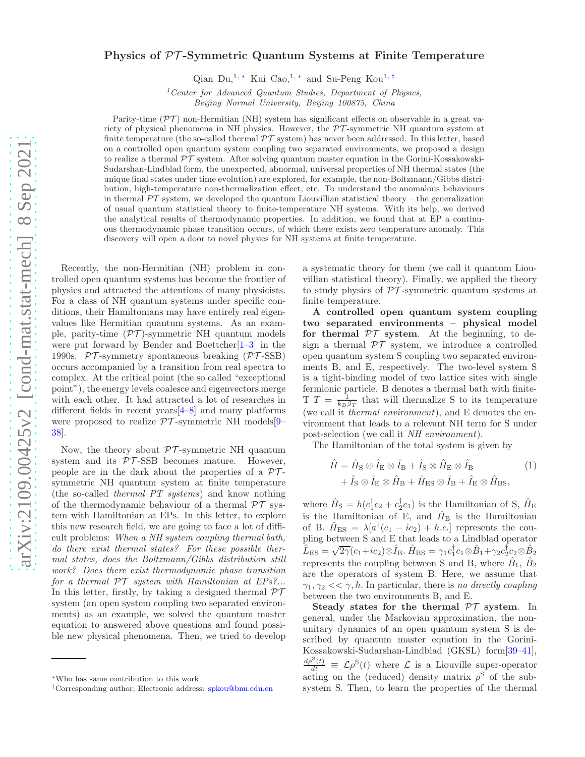# Physics of $\mathcal{PT}$-Symmetric Quantum Systems at Finite Temperature

Qian Du,[1,*] Kui Cao,[1,*] and Su-Peng Kou[1,†]

[1] *Center for Advanced Quantum Studies, Department of Physics, Beijing Normal University, Beijing 100875, China*

Parity-time ($\mathcal{PT}$) non-Hermitian (NH) system has significant effects on observable in a great variety of physical phenomena in NH physics. However, the $\mathcal{PT}$-symmetric NH quantum system at finite temperature (the so-called thermal $\mathcal{PT}$ system) has never been addressed. In this letter, based on a controlled open quantum system coupling two separated environments, we proposed a design to realize a thermal $\mathcal{PT}$ system. After solving quantum master equation in the Gorini-Kossakowski-Sudarshan-Lindblad form, the unexpected, abnormal, universal properties of NH thermal states (the unique final states under time evolution) are explored, for example, the non-Boltzmann/Gibbs distribution, high-temperature non-thermalization effect, etc. To understand the anomalous behaviours in thermal $PT$ system, we developed the quantum Liouvillian statistical theory – the generalization of usual quantum statistical theory to finite-temperature NH systems. With its help, we derived the analytical results of thermodynamic properties. In addition, we found that at EP a continuous thermodynamic phase transition occurs, of which there exists zero temperature anomaly. This discovery will open a door to novel physics for NH systems at finite temperature.

Recently, the non-Hermitian (NH) problem in controlled open quantum systems has become the frontier of physics and attracted the attentions of many physicists. For a class of NH quantum systems under specific conditions, their Hamiltonians may have entirely real eigenvalues like Hermitian quantum systems. As an example, parity-time ($\mathcal{PT}$)-symmetric NH quantum models were put forward by Bender and Boettcher[1–3] in the 1990s. $\mathcal{PT}$-symmetry spontaneous breaking ($\mathcal{PT}$-SSB) occurs accompanied by a transition from real spectra to complex. At the critical point (the so called "exceptional point"), the energy levels coalesce and eigenvectors merge with each other. It had attracted a lot of researches in different fields in recent years[4–8] and many platforms were proposed to realize $\mathcal{PT}$-symmetric NH models[9–38].

Now, the theory about $\mathcal{PT}$-symmetric NH quantum system and its $\mathcal{PT}$-SSB becomes mature. However, people are in the dark about the properties of a $\mathcal{PT}$-symmetric NH quantum system at finite temperature (the so-called *thermal PT systems*) and know nothing of the thermodynamic behaviour of a thermal $\mathcal{PT}$ system with Hamiltonian at EPs. In this letter, to explore this new research field, we are going to face a lot of difficult problems: *When a NH system coupling thermal bath, do there exist thermal states? For these possible thermal states, does the Boltzmann/Gibbs distribution still work? Does there exist thermodynamic phase transition for a thermal $\mathcal{PT}$ system with Hamiltonian at EPs?...* In this letter, firstly, by taking a designed thermal $\mathcal{PT}$ system (an open system coupling two separated environments) as an example, we solved the quantum master equation to answered above questions and found possible new physical phenomena. Then, we tried to develop a systematic theory for them (we call it quantum Liouvillian statistical theory). Finally, we applied the theory to study physics of $\mathcal{PT}$-symmetric quantum systems at finite temperature.

**A controlled open quantum system coupling two separated environments – physical model for thermal $\mathcal{PT}$ system.** At the beginning, to design a thermal $\mathcal{PT}$ system, we introduce a controlled open quantum system S coupling two separated environments B, and E, respectively. The two-level system S is a tight-binding model of two lattice sites with single fermionic particle. B denotes a thermal bath with finite-T $T = \frac{1}{k_B \beta_T}$ that will thermalize S to its temperature (we call it *thermal environment*), and E denotes the environment that leads to a relevant NH term for S under post-selection (we call it *NH environment*).

The Hamiltonian of the total system is given by

$$\begin{aligned}\hat{H} = \hat{H}_{\mathrm{S}} \otimes \hat{I}_{\mathrm{E}} \otimes \hat{I}_{\mathrm{B}} + \hat{I}_{\mathrm{S}} \otimes \hat{H}_{\mathrm{E}} \otimes \hat{I}_{\mathrm{B}} \\ + \hat{I}_{\mathrm{S}} \otimes \hat{I}_{\mathrm{E}} \otimes \hat{H}_{\mathrm{B}} + \hat{H}_{\mathrm{ES}} \otimes \hat{I}_{\mathrm{B}} + \hat{I}_{\mathrm{E}} \otimes \hat{H}_{\mathrm{BS}},\end{aligned} \tag{1}$$

where $\hat{H}_{\mathrm{S}} = h(c_1^\dagger c_2 + c_2^\dagger c_1)$ is the Hamiltonian of S, $\hat{H}_{\mathrm{E}}$ is the Hamiltonian of E, and $\hat{H}_{\mathrm{B}}$ is the Hamiltonian of B. $\hat{H}_{\mathrm{ES}} = \lambda[a^\dagger(c_1 - ic_2) + h.c.]$ represents the coupling between S and E that leads to a Lindblad operator $\hat{L}_{\mathrm{ES}} = \sqrt{2\gamma}(c_1 + ic_2) \otimes \hat{I}_{\mathrm{B}}$. $\hat{H}_{\mathrm{BS}} = \gamma_1 c_1^\dagger c_1 \otimes \hat{B}_1 + \gamma_2 c_2^\dagger c_2 \otimes \hat{B}_2$ represents the coupling between S and B, where $\hat{B}_1$, $\hat{B}_2$ are the operators of system B. Here, we assume that $\gamma_1, \gamma_2 << \gamma, h$. In particular, there is *no directly coupling* between the two environments B, and E.

**Steady states for the thermal $\mathcal{PT}$ system.** In general, under the Markovian approximation, the non-unitary dynamics of an open quantum system S is described by quantum master equation in the Gorini-Kossakowski-Sudarshan-Lindblad (GKSL) form[39–41], $\frac{d\rho^{\mathrm{S}}(t)}{dt} \equiv \mathcal{L}\rho^{\mathrm{S}}(t)$ where $\mathcal{L}$ is a Liouville super-operator acting on the (reduced) density matrix $\rho^{\mathrm{S}}$ of the subsystem S. Then, to learn the properties of the thermal

---

* Who has same contribution to this work

† Corresponding author; Electronic address: spkou@bnu.edu.cn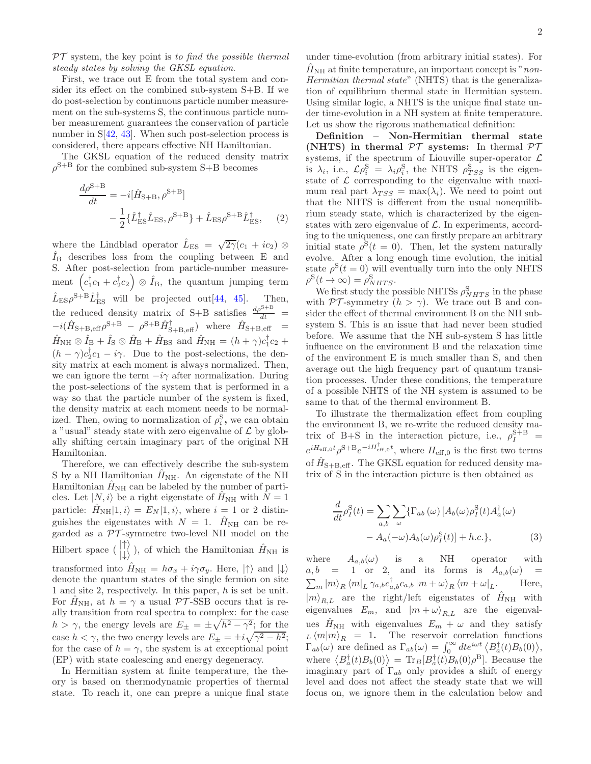$\mathcal{PT}$ system, the key point is *to find the possible thermal steady states by solving the GKSL equation*.

First, we trace out E from the total system and consider its effect on the combined sub-system S+B. If we do post-selection by continuous particle number measurement on the sub-systems S, the continuous particle number measurement guarantees the conservation of particle number in S[42, 43]. When such post-selection process is considered, there appears effective NH Hamiltonian.

The GKSL equation of the reduced density matrix $\rho^{\text{S+B}}$ for the combined sub-system S+B becomes

$$\frac{d\rho^{\text{S+B}}}{dt} = -i[\hat{H}_{\text{S+B}}, \rho^{\text{S+B}}] - \frac{1}{2}\{\hat{L}_{\text{ES}}^{\dagger}\hat{L}_{\text{ES}}, \rho^{\text{S+B}}\} + \hat{L}_{\text{ES}}\rho^{\text{S+B}}\hat{L}_{\text{ES}}^{\dagger}, \quad (2)$$

where the Lindblad operator $\hat{L}_{\text{ES}} = \sqrt{2\gamma}(c_1 + ic_2) \otimes \hat{I}_{\text{B}}$ describes loss from the coupling between E and S. After post-selection from particle-number measurement $\left(c_1^{\dagger}c_1 + c_2^{\dagger}c_2\right) \otimes \hat{I}_{\text{B}}$, the quantum jumping term $\hat{L}_{\text{ES}}\rho^{\text{S+B}}\hat{L}_{\text{ES}}^{\dagger}$ will be projected out[44, 45]. Then, the reduced density matrix of S+B satisfies $\frac{d\rho^{\text{S+B}}}{dt} = -i(\hat{H}_{\text{S+B,eff}}\rho^{\text{S+B}} - \rho^{\text{S+B}}\hat{H}_{\text{S+B,eff}}^{\dagger})$ where $\hat{H}_{\text{S+B,eff}} = \hat{H}_{\text{NH}} \otimes \hat{I}_{\text{B}} + \hat{I}_{\text{S}} \otimes \hat{H}_{\text{B}} + \hat{H}_{\text{BS}}$ and $\hat{H}_{\text{NH}} = (h+\gamma)c_1^{\dagger}c_2 + (h-\gamma)c_2^{\dagger}c_1 - i\gamma$. Due to the post-selections, the density matrix at each moment is always normalized. Then, we can ignore the term $-i\gamma$ after normalization. During the post-selections of the system that is performed in a way so that the particle number of the system is fixed, the density matrix at each moment needs to be normalized. Then, owing to normalization of $\rho_i^{\text{S}}$, we can obtain a "usual" steady state with zero eigenvalue of $\mathcal{L}$ by globally shifting certain imaginary part of the original NH Hamiltonian.

Therefore, we can effectively describe the sub-system S by a NH Hamiltonian $\hat{H}_{\text{NH}}$. An eigenstate of the NH Hamiltonian $\hat{H}_{\text{NH}}$ can be labeled by the number of particles. Let $|N, i\rangle$ be a right eigenstate of $\hat{H}_{\text{NH}}$ with $N = 1$ particle: $\hat{H}_{\text{NH}}|1, i\rangle = E_N|1, i\rangle$, where $i = 1$ or $2$ distinguishes the eigenstates with $N = 1$. $\hat{H}_{\text{NH}}$ can be regarded as a $\mathcal{PT}$-symmetrc two-level NH model on the Hilbert space ( $\begin{matrix}|\uparrow\rangle \\ |\downarrow\rangle\end{matrix}$ ), of which the Hamiltonian $\hat{H}_{\text{NH}}$ is transformed into $\hat{H}_{\text{NH}} = h\sigma_x + i\gamma\sigma_y$. Here, $|\uparrow\rangle$ and $|\downarrow\rangle$ denote the quantum states of the single fermion on site 1 and site 2, respectively. In this paper, $h$ is set be unit. For $\hat{H}_{\text{NH}}$, at $h = \gamma$ a usual $\mathcal{PT}$-SSB occurs that is really transition from real spectra to complex: for the case $h > \gamma$, the energy levels are $E_{\pm} = \pm\sqrt{h^2 - \gamma^2}$; for the case $h < \gamma$, the two energy levels are $E_{\pm} = \pm i\sqrt{\gamma^2 - h^2}$; for the case of $h = \gamma$, the system is at exceptional point (EP) with state coalescing and energy degeneracy.

In Hermitian system at finite temperature, the theory is based on thermodynamic properties of thermal state. To reach it, one can prepre a unique final state under time-evolution (from arbitrary initial states). For $\hat{H}_{\text{NH}}$ at finite temperature, an important concept is "*non-Hermitian thermal state*" (NHTS) that is the generalization of equilibrium thermal state in Hermitian system. Using similar logic, a NHTS is the unique final state under time-evolution in a NH system at finite temperature. Let us show the rigorous mathematical definition:

**Definition – Non-Hermitian thermal state (NHTS) in thermal $\mathcal{PT}$ systems:** In thermal $\mathcal{PT}$ systems, if the spectrum of Liouville super-operator $\mathcal{L}$ is $\lambda_i$, i.e., $\mathcal{L}\rho_i^{\text{S}} = \lambda_i\rho_i^{\text{S}}$, the NHTS $\rho_{TSS}^{\text{S}}$ is the eigenstate of $\mathcal{L}$ corresponding to the eigenvalue with maximum real part $\lambda_{TSS} = \max(\lambda_i)$. We need to point out that the NHTS is different from the usual nonequilibrium steady state, which is characterized by the eigenstates with zero eigenvalue of $\mathcal{L}$. In experiments, according to the uniqueness, one can firstly prepare an arbitrary initial state $\rho^{\text{S}}(t = 0)$. Then, let the system naturally evolve. After a long enough time evolution, the initial state $\rho^{\text{S}}(t = 0)$ will eventually turn into the only NHTS $\rho^{\text{S}}(t \to \infty) = \rho_{NHTS}^{\text{S}}$.

We first study the possible NHTSs $\rho_{NHTS}^{\text{S}}$ in the phase with $\mathcal{PT}$-symmetry ($h > \gamma$). We trace out B and consider the effect of thermal environment B on the NH subsystem S. This is an issue that had never been studied before. We assume that the NH sub-system S has little influence on the environment B and the relaxation time of the environment E is much smaller than S, and then average out the high frequency part of quantum transition processes. Under these conditions, the temperature of a possible NHTS of the NH system is assumed to be same to that of the thermal environment B.

To illustrate the thermalization effect from coupling the environment B, we re-write the reduced density matrix of B+S in the interaction picture, i.e., $\rho_I^{\text{S+B}} = e^{iH_{\text{eff},0}t}\rho^{\text{S+B}}e^{-iH_{\text{eff},0}^{\dagger}t}$, where $H_{\text{eff},0}$ is the first two terms of $\hat{H}_{\text{S+B,eff}}$. The GKSL equation for reduced density matrix of S in the interaction picture is then obtained as

$$\frac{d}{dt}\rho_I^{\text{S}}(t) = \sum_{a,b}\sum_{\omega}\{\Gamma_{ab}(\omega)\left[A_b(\omega)\rho_I^{\text{S}}(t)A_a^{\dagger}(\omega) - A_a(-\omega)A_b(\omega)\rho_I^{\text{S}}(t)\right] + h.c.\}, \quad (3)$$

where $A_{a,b}(\omega)$ is a NH operator with $a, b = 1$ or $2$, and its forms is $A_{a,b}(\omega) = \sum_m |m\rangle_R \, {}_L\langle m| \, \gamma_{a,b}c_{a,b}^{\dagger}c_{a,b} \, |m+\omega\rangle_R \, \langle m+\omega|_L$. Here, $|m\rangle_{R,L}$ are the right/left eigenstates of $\hat{H}_{\text{NH}}$ with eigenvalues $E_m$, and $|m+\omega\rangle_{R,L}$ are the eigenvalues $\hat{H}_{\text{NH}}$ with eigenvalues $E_m + \omega$ and they satisfy ${}_L\langle m|m\rangle_R = 1$. The reservoir correlation functions $\Gamma_{ab}(\omega)$ are defined as $\Gamma_{ab}(\omega) = \int_0^{\infty} dt e^{i\omega t}\left\langle B_a^{\dagger}(t)B_b(0)\right\rangle$, where $\left\langle B_a^{\dagger}(t)B_b(0)\right\rangle = \text{Tr}_B[B_a^{\dagger}(t)B_b(0)\rho^{\text{B}}]$. Because the imaginary part of $\Gamma_{ab}$ only provides a shift of energy level and does not affect the steady state that we will focus on, we ignore them in the calculation below and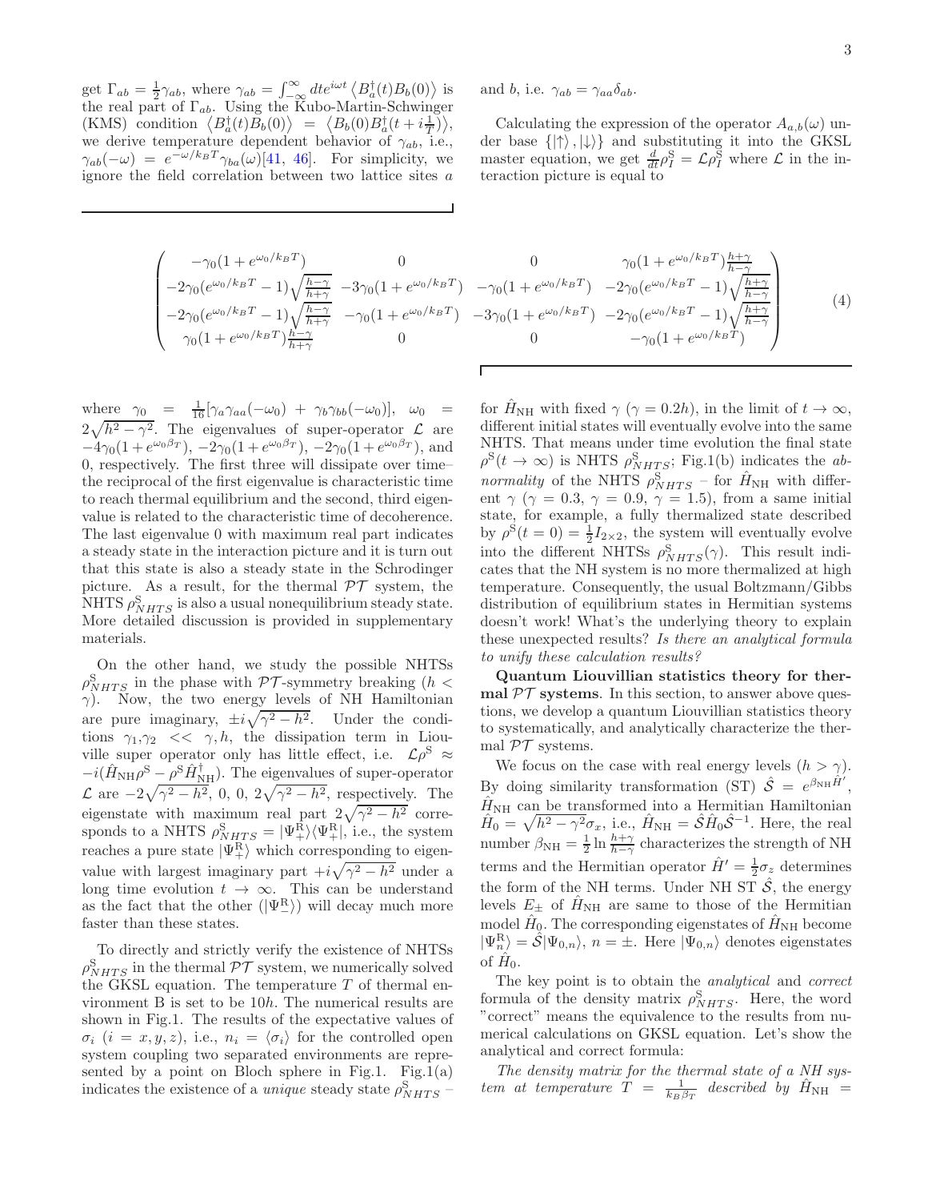get $\Gamma_{ab} = \frac{1}{2}\gamma_{ab}$, where $\gamma_{ab} = \int_{-\infty}^{\infty} dt e^{i\omega t} \langle B_a^\dagger(t) B_b(0)\rangle$ is the real part of $\Gamma_{ab}$. Using the Kubo-Martin-Schwinger (KMS) condition $\langle B_a^\dagger(t) B_b(0)\rangle = \langle B_b(0) B_a^\dagger(t + i\frac{1}{T})\rangle$, we derive temperature dependent behavior of $\gamma_{ab}$, i.e., $\gamma_{ab}(-\omega) = e^{-\omega/k_B T}\gamma_{ba}(\omega)$[41, 46]. For simplicity, we ignore the field correlation between two lattice sites $a$ and $b$, i.e. $\gamma_{ab} = \gamma_{aa}\delta_{ab}$.

Calculating the expression of the operator $A_{a,b}(\omega)$ under base $\{|\uparrow\rangle, |\downarrow\rangle\}$ and substituting it into the GKSL master equation, we get $\frac{d}{dt}\rho_I^{\mathrm{S}} = \mathcal{L}\rho_I^{\mathrm{S}}$ where $\mathcal{L}$ in the interaction picture is equal to

$$
\begin{pmatrix}
-\gamma_0(1+e^{\omega_0/k_BT}) & 0 & 0 & \gamma_0(1+e^{\omega_0/k_BT})\frac{h+\gamma}{h-\gamma} \\
-2\gamma_0(e^{\omega_0/k_BT}-1)\sqrt{\frac{h-\gamma}{h+\gamma}} & -3\gamma_0(1+e^{\omega_0/k_BT}) & -\gamma_0(1+e^{\omega_0/k_BT}) & -2\gamma_0(e^{\omega_0/k_BT}-1)\sqrt{\frac{h+\gamma}{h-\gamma}} \\
-2\gamma_0(e^{\omega_0/k_BT}-1)\sqrt{\frac{h-\gamma}{h+\gamma}} & -\gamma_0(1+e^{\omega_0/k_BT}) & -3\gamma_0(1+e^{\omega_0/k_BT}) & -2\gamma_0(e^{\omega_0/k_BT}-1)\sqrt{\frac{h+\gamma}{h-\gamma}} \\
\gamma_0(1+e^{\omega_0/k_BT})\frac{h-\gamma}{h+\gamma} & 0 & 0 & -\gamma_0(1+e^{\omega_0/k_BT})
\end{pmatrix}
\tag{4}
$$

where $\gamma_0 = \frac{1}{16}[\gamma_a\gamma_{aa}(-\omega_0) + \gamma_b\gamma_{bb}(-\omega_0)]$, $\omega_0 = 2\sqrt{h^2-\gamma^2}$. The eigenvalues of super-operator $\mathcal{L}$ are $-4\gamma_0(1+e^{\omega_0\beta_T})$, $-2\gamma_0(1+e^{\omega_0\beta_T})$, $-2\gamma_0(1+e^{\omega_0\beta_T})$, and 0, respectively. The first three will dissipate over time– the reciprocal of the first eigenvalue is characteristic time to reach thermal equilibrium and the second, third eigenvalue is related to the characteristic time of decoherence. The last eigenvalue 0 with maximum real part indicates a steady state in the interaction picture and it is turn out that this state is also a steady state in the Schrodinger picture. As a result, for the thermal $\mathcal{PT}$ system, the NHTS $\rho^{\mathrm{S}}_{NHTS}$ is also a usual nonequilibrium steady state. More detailed discussion is provided in supplementary materials.

On the other hand, we study the possible NHTSs $\rho^{\mathrm{S}}_{NHTS}$ in the phase with $\mathcal{PT}$-symmetry breaking ($h < \gamma$). Now, the two energy levels of NH Hamiltonian are pure imaginary, $\pm i\sqrt{\gamma^2-h^2}$. Under the conditions $\gamma_1, \gamma_2 << \gamma, h$, the dissipation term in Liouville super operator only has little effect, i.e. $\mathcal{L}\rho^{\mathrm{S}} \approx -i(\hat{H}_{\mathrm{NH}}\rho^{\mathrm{S}} - \rho^{\mathrm{S}}\hat{H}_{\mathrm{NH}}^\dagger)$. The eigenvalues of super-operator $\mathcal{L}$ are $-2\sqrt{\gamma^2-h^2}$, 0, 0, $2\sqrt{\gamma^2-h^2}$, respectively. The eigenstate with maximum real part $2\sqrt{\gamma^2-h^2}$ corresponds to a NHTS $\rho^{\mathrm{S}}_{NHTS} = |\Psi_+^{\mathrm{R}}\rangle\langle\Psi_+^{\mathrm{R}}|$, i.e., the system reaches a pure state $|\Psi_+^{\mathrm{R}}\rangle$ which corresponding to eigenvalue with largest imaginary part $+i\sqrt{\gamma^2-h^2}$ under a long time evolution $t \to \infty$. This can be understand as the fact that the other ($|\Psi_-^{\mathrm{R}}\rangle$) will decay much more faster than these states.

To directly and strictly verify the existence of NHTSs $\rho^{\mathrm{S}}_{NHTS}$ in the thermal $\mathcal{PT}$ system, we numerically solved the GKSL equation. The temperature $T$ of thermal environment B is set to be $10h$. The numerical results are shown in Fig.1. The results of the expectative values of $\sigma_i$ ($i = x, y, z$), i.e., $n_i = \langle\sigma_i\rangle$ for the controlled open system coupling two separated environments are represented by a point on Bloch sphere in Fig.1. Fig.1(a) indicates the existence of a *unique* steady state $\rho^{\mathrm{S}}_{NHTS}$ – for $\hat{H}_{\mathrm{NH}}$ with fixed $\gamma$ ($\gamma = 0.2h$), in the limit of $t \to \infty$, different initial states will eventually evolve into the same NHTS. That means under time evolution the final state $\rho^{\mathrm{S}}(t \to \infty)$ is NHTS $\rho^{\mathrm{S}}_{NHTS}$; Fig.1(b) indicates the *abnormality* of the NHTS $\rho^{\mathrm{S}}_{NHTS}$ – for $\hat{H}_{\mathrm{NH}}$ with different $\gamma$ ($\gamma = 0.3$, $\gamma = 0.9$, $\gamma = 1.5$), from a same initial state, for example, a fully thermalized state described by $\rho^{\mathrm{S}}(t=0) = \frac{1}{2}I_{2\times 2}$, the system will eventually evolve into the different NHTSs $\rho^{\mathrm{S}}_{NHTS}(\gamma)$. This result indicates that the NH system is no more thermalized at high temperature. Consequently, the usual Boltzmann/Gibbs distribution of equilibrium states in Hermitian systems doesn't work! What's the underlying theory to explain these unexpected results? *Is there an analytical formula to unify these calculation results?*

**Quantum Liouvillian statistics theory for thermal $\mathcal{PT}$ systems**. In this section, to answer above questions, we develop a quantum Liouvillian statistics theory to systematically, and analytically characterize the thermal $\mathcal{PT}$ systems.

We focus on the case with real energy levels ($h > \gamma$). By doing similarity transformation (ST) $\hat{\mathcal{S}} = e^{\beta_{\mathrm{NH}}\hat{H}'}$, $\hat{H}_{\mathrm{NH}}$ can be transformed into a Hermitian Hamiltonian $\hat{H}_0 = \sqrt{h^2-\gamma^2}\sigma_x$, i.e., $\hat{H}_{\mathrm{NH}} = \hat{\mathcal{S}}\hat{H}_0\hat{\mathcal{S}}^{-1}$. Here, the real number $\beta_{\mathrm{NH}} = \frac{1}{2}\ln\frac{h+\gamma}{h-\gamma}$ characterizes the strength of NH terms and the Hermitian operator $\hat{H}' = \frac{1}{2}\sigma_z$ determines the form of the NH terms. Under NH ST $\hat{\mathcal{S}}$, the energy levels $E_\pm$ of $\hat{H}_{\mathrm{NH}}$ are same to those of the Hermitian model $\hat{H}_0$. The corresponding eigenstates of $\hat{H}_{\mathrm{NH}}$ become $|\Psi_n^{\mathrm{R}}\rangle = \hat{\mathcal{S}}|\Psi_{0,n}\rangle$, $n = \pm$. Here $|\Psi_{0,n}\rangle$ denotes eigenstates of $\hat{H}_0$.

The key point is to obtain the *analytical* and *correct* formula of the density matrix $\rho^{\mathrm{S}}_{NHTS}$. Here, the word "correct" means the equivalence to the results from numerical calculations on GKSL equation. Let's show the analytical and correct formula:

*The density matrix for the thermal state of a NH system at temperature $T = \frac{1}{k_B\beta_T}$ described by $\hat{H}_{\mathrm{NH}}$ =*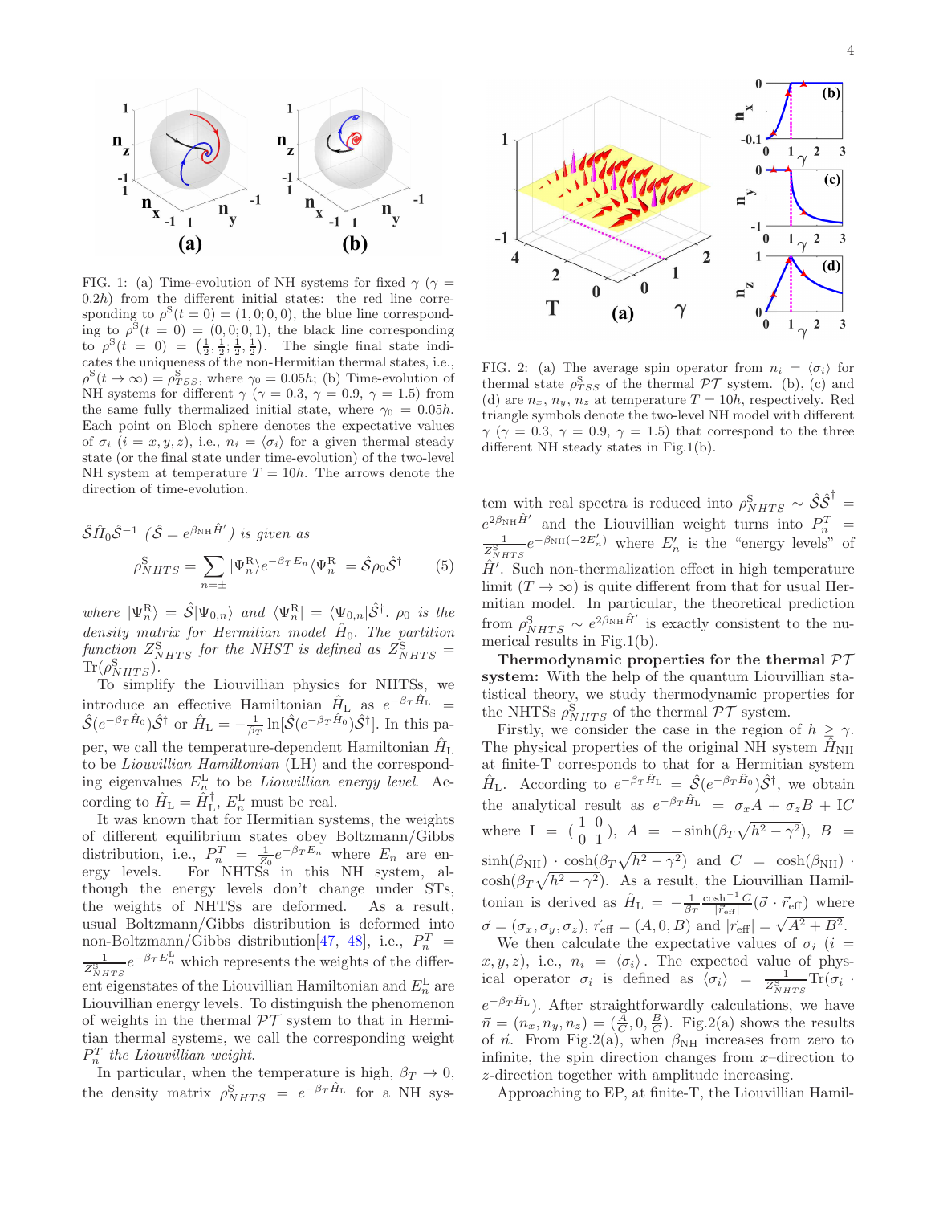FIG. 1: (a) Time-evolution of NH systems for fixed $\gamma$ ($\gamma = 0.2h$) from the different initial states: the red line corresponding to $\rho^{\rm S}(t=0) = (1,0;0,0)$, the blue line corresponding to $\rho^{\rm S}(t=0) = (0,0;0,1)$, the black line corresponding to $\rho^{\rm S}(t=0) = (\frac{1}{2},\frac{1}{2};\frac{1}{2},\frac{1}{2})$. The single final state indicates the uniqueness of the non-Hermitian thermal states, i.e., $\rho^{\rm S}(t\to\infty) = \rho^{\rm S}_{TSS}$, where $\gamma_0 = 0.05h$; (b) Time-evolution of NH systems for different $\gamma$ ($\gamma = 0.3$, $\gamma = 0.9$, $\gamma = 1.5$) from the same fully thermalized initial state, where $\gamma_0 = 0.05h$. Each point on Bloch sphere denotes the expectative values of $\sigma_i$ ($i = x, y, z$), i.e., $n_i = \langle\sigma_i\rangle$ for a given thermal steady state (or the final state under time-evolution) of the two-level NH system at temperature $T = 10h$. The arrows denote the direction of time-evolution.

$\hat{S}\hat{H}_0\hat{S}^{-1}$ ($\hat{S} = e^{\beta_{\rm NH}\hat{H}'}$) *is given as*

$$\rho^{\rm S}_{NHTS} = \sum_{n=\pm}|\Psi^{\rm R}_n\rangle e^{-\beta_T E_n}\langle\Psi^{\rm R}_n| = \hat{S}\rho_0\hat{S}^\dagger \quad (5)$$

*where* $|\Psi^{\rm R}_n\rangle = \hat{S}|\Psi_{0,n}\rangle$ *and* $\langle\Psi^{\rm R}_n| = \langle\Psi_{0,n}|\hat{S}^\dagger$. $\rho_0$ *is the density matrix for Hermitian model* $\hat{H}_0$. *The partition function* $Z^{\rm S}_{NHTS}$ *for the NHST is defined as* $Z^{\rm S}_{NHTS} = {\rm Tr}(\rho^{\rm S}_{NHTS})$.

To simplify the Liouvillian physics for NHTSs, we introduce an effective Hamiltonian $\hat{H}_{\rm L}$ as $e^{-\beta_T\hat{H}_{\rm L}} = \hat{S}(e^{-\beta_T\hat{H}_0})\hat{S}^\dagger$ or $\hat{H}_{\rm L} = -\frac{1}{\beta_T}\ln[\hat{S}(e^{-\beta_T\hat{H}_0})\hat{S}^\dagger]$. In this paper, we call the temperature-dependent Hamiltonian $\hat{H}_{\rm L}$ to be *Liouvillian Hamiltonian* (LH) and the corresponding eigenvalues $E^{\rm L}_n$ to be *Liouvillian energy level*. According to $\hat{H}_{\rm L} = \hat{H}^\dagger_{\rm L}$, $E^{\rm L}_n$ must be real.

It was known that for Hermitian systems, the weights of different equilibrium states obey Boltzmann/Gibbs distribution, i.e., $P^T_n = \frac{1}{Z_0}e^{-\beta_T E_n}$ where $E_n$ are energy levels. For NHTSs in this NH system, although the energy levels don't change under STs, the weights of NHTSs are deformed. As a result, usual Boltzmann/Gibbs distribution is deformed into non-Boltzmann/Gibbs distribution[47, 48], i.e., $P^T_n = \frac{1}{Z^{\rm S}_{NHTS}}e^{-\beta_T E^{\rm L}_n}$ which represents the weights of the different eigenstates of the Liouvillian Hamiltonian and $E^{\rm L}_n$ are Liouvillian energy levels. To distinguish the phenomenon of weights in the thermal $\mathcal{PT}$ system to that in Hermitian thermal systems, we call the corresponding weight $P^T_n$ *the Liouvillian weight*.

In particular, when the temperature is high, $\beta_T \to 0$, the density matrix $\rho^{\rm S}_{NHTS} = e^{-\beta_T\hat{H}_{\rm L}}$ for a NH system with real spectra is reduced into $\rho^{\rm S}_{NHTS} \sim \hat{S}\hat{S}^\dagger = e^{2\beta_{\rm NH}\hat{H}'}$ and the Liouvillian weight turns into $P^T_n = \frac{1}{Z^{\rm S}_{NHTS}}e^{-\beta_{\rm NH}(-2E'_n)}$ where $E'_n$ is the "energy levels" of $\hat{H}'$. Such non-thermalization effect in high temperature limit ($T\to\infty$) is quite different from that for usual Hermitian model. In particular, the theoretical prediction from $\rho^{\rm S}_{NHTS} \sim e^{2\beta_{\rm NH}\hat{H}'}$ is exactly consistent to the numerical results in Fig.1(b).

FIG. 2: (a) The average spin operator from $n_i = \langle\sigma_i\rangle$ for thermal state $\rho^{\rm S}_{TSS}$ of the thermal $\mathcal{PT}$ system. (b), (c) and (d) are $n_x$, $n_y$, $n_z$ at temperature $T = 10h$, respectively. Red triangle symbols denote the two-level NH model with different $\gamma$ ($\gamma = 0.3$, $\gamma = 0.9$, $\gamma = 1.5$) that correspond to the three different NH steady states in Fig.1(b).

**Thermodynamic properties for the thermal $\mathcal{PT}$ system:** With the help of the quantum Liouvillian statistical theory, we study thermodynamic properties for the NHTSs $\rho^{\rm S}_{NHTS}$ of the thermal $\mathcal{PT}$ system.

Firstly, we consider the case in the region of $h \gtrsim \gamma$. The physical properties of the original NH system $\hat{H}_{\rm NH}$ at finite-T corresponds to that for a Hermitian system $\hat{H}_{\rm L}$. According to $e^{-\beta_T\hat{H}_{\rm L}} = \hat{S}(e^{-\beta_T\hat{H}_0})\hat{S}^\dagger$, we obtain the analytical result as $e^{-\beta_T\hat{H}_{\rm L}} = \sigma_x A + \sigma_z B + {\rm I}C$ where ${\rm I} = \begin{pmatrix}1 & 0\\ 0 & 1\end{pmatrix}$, $A = -\sinh(\beta_T\sqrt{h^2-\gamma^2})$, $B = \sinh(\beta_{\rm NH})\cdot\cosh(\beta_T\sqrt{h^2-\gamma^2})$ and $C = \cosh(\beta_{\rm NH})\cdot\cosh(\beta_T\sqrt{h^2-\gamma^2})$. As a result, the Liouvillian Hamiltonian is derived as $\hat{H}_{\rm L} = -\frac{1}{\beta_T}\frac{\cosh^{-1}C}{|\vec{r}_{\rm eff}|}(\vec{\sigma}\cdot\vec{r}_{\rm eff})$ where $\vec{\sigma} = (\sigma_x,\sigma_y,\sigma_z)$, $\vec{r}_{\rm eff} = (A, 0, B)$ and $|\vec{r}_{\rm eff}| = \sqrt{A^2+B^2}$.

We then calculate the expectative values of $\sigma_i$ ($i = x, y, z$), i.e., $n_i = \langle\sigma_i\rangle$. The expected value of physical operator $\sigma_i$ is defined as $\langle\sigma_i\rangle = \frac{1}{Z^{\rm S}_{NHTS}}{\rm Tr}(\sigma_i\cdot e^{-\beta_T\hat{H}_{\rm L}})$. After straightforwardly calculations, we have $\vec{n} = (n_x, n_y, n_z) = (\frac{A}{C}, 0, \frac{B}{C})$. Fig.2(a) shows the results of $\vec{n}$. From Fig.2(a), when $\beta_{\rm NH}$ increases from zero to infinite, the spin direction changes from $x$-direction to $z$-direction together with amplitude increasing.

Approaching to EP, at finite-T, the Liouvillian Hamil-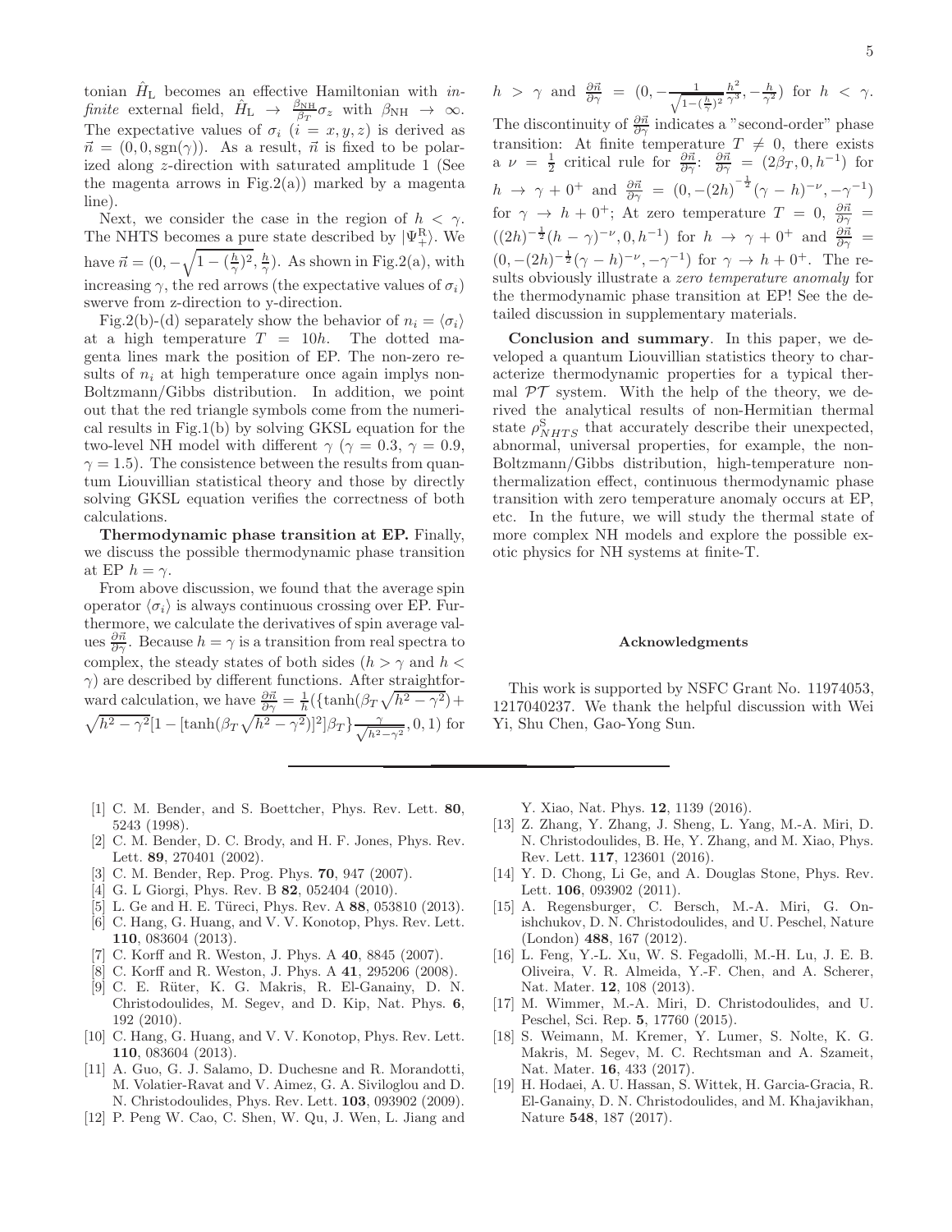tonian $\hat{H}_{\rm L}$ becomes an effective Hamiltonian with *infinite* external field, $\hat{H}_{\rm L} \to \frac{\beta_{\rm NH}}{\beta_T}\sigma_z$ with $\beta_{\rm NH} \to \infty$. The expectative values of $\sigma_i$ ($i = x, y, z$) is derived as $\vec{n} = (0, 0, {\rm sgn}(\gamma))$. As a result, $\vec{n}$ is fixed to be polarized along $z$-direction with saturated amplitude 1 (See the magenta arrows in Fig.2(a)) marked by a magenta line).

Next, we consider the case in the region of $h < \gamma$. The NHTS becomes a pure state described by $|\Psi_+^{\rm R}\rangle$. We have $\vec{n} = (0, -\sqrt{1-(\frac{h}{\gamma})^2}, \frac{h}{\gamma})$. As shown in Fig.2(a), with increasing $\gamma$, the red arrows (the expectative values of $\sigma_i$) swerve from z-direction to y-direction.

Fig.2(b)-(d) separately show the behavior of $n_i = \langle\sigma_i\rangle$ at a high temperature $T = 10h$. The dotted magenta lines mark the position of EP. The non-zero results of $n_i$ at high temperature once again implys non-Boltzmann/Gibbs distribution. In addition, we point out that the red triangle symbols come from the numerical results in Fig.1(b) by solving GKSL equation for the two-level NH model with different $\gamma$ ($\gamma = 0.3$, $\gamma = 0.9$, $\gamma = 1.5$). The consistence between the results from quantum Liouvillian statistical theory and those by directly solving GKSL equation verifies the correctness of both calculations.

**Thermodynamic phase transition at EP.** Finally, we discuss the possible thermodynamic phase transition at EP $h = \gamma$.

From above discussion, we found that the average spin operator $\langle\sigma_i\rangle$ is always continuous crossing over EP. Furthermore, we calculate the derivatives of spin average values $\frac{\partial\vec{n}}{\partial\gamma}$. Because $h = \gamma$ is a transition from real spectra to complex, the steady states of both sides ($h > \gamma$ and $h < \gamma$) are described by different functions. After straightforward calculation, we have $\frac{\partial\vec{n}}{\partial\gamma} = \frac{1}{h}(\{\tanh(\beta_T\sqrt{h^2-\gamma^2}) + \sqrt{h^2-\gamma^2}[1-[\tanh(\beta_T\sqrt{h^2-\gamma^2})]^2]\beta_T\}\frac{\gamma}{\sqrt{h^2-\gamma^2}}, 0, 1)$ for $h > \gamma$ and $\frac{\partial\vec{n}}{\partial\gamma} = (0, -\frac{1}{\sqrt{1-(\frac{h}{\gamma})^2}}\frac{h^2}{\gamma^3}, -\frac{h}{\gamma^2})$ for $h < \gamma$. The discontinuity of $\frac{\partial\vec{n}}{\partial\gamma}$ indicates a "second-order" phase transition: At finite temperature $T \neq 0$, there exists a $\nu = \frac{1}{2}$ critical rule for $\frac{\partial\vec{n}}{\partial\gamma}$: $\frac{\partial\vec{n}}{\partial\gamma} = (2\beta_T, 0, h^{-1})$ for $h \to \gamma + 0^+$ and $\frac{\partial\vec{n}}{\partial\gamma} = (0, -(2h)^{-\frac{1}{2}}(\gamma-h)^{-\nu}, -\gamma^{-1})$ for $\gamma \to h + 0^+$; At zero temperature $T = 0$, $\frac{\partial\vec{n}}{\partial\gamma} = ((2h)^{-\frac{1}{2}}(h-\gamma)^{-\nu}, 0, h^{-1})$ for $h \to \gamma + 0^+$ and $\frac{\partial\vec{n}}{\partial\gamma} = (0, -(2h)^{-\frac{1}{2}}(\gamma-h)^{-\nu}, -\gamma^{-1})$ for $\gamma \to h + 0^+$. The results obviously illustrate a *zero temperature anomaly* for the thermodynamic phase transition at EP! See the detailed discussion in supplementary materials.

**Conclusion and summary**. In this paper, we developed a quantum Liouvillian statistics theory to characterize thermodynamic properties for a typical thermal $\mathcal{PT}$ system. With the help of the theory, we derived the analytical results of non-Hermitian thermal state $\rho^{\rm S}_{NHTS}$ that accurately describe their unexpected, abnormal, universal properties, for example, the non-Boltzmann/Gibbs distribution, high-temperature non-thermalization effect, continuous thermodynamic phase transition with zero temperature anomaly occurs at EP, etc. In the future, we will study the thermal state of more complex NH models and explore the possible exotic physics for NH systems at finite-T.

## Acknowledgments

This work is supported by NSFC Grant No. 11974053, 1217040237. We thank the helpful discussion with Wei Yi, Shu Chen, Gao-Yong Sun.

---

[1] C. M. Bender, and S. Boettcher, Phys. Rev. Lett. **80**, 5243 (1998).

[2] C. M. Bender, D. C. Brody, and H. F. Jones, Phys. Rev. Lett. **89**, 270401 (2002).

[3] C. M. Bender, Rep. Prog. Phys. **70**, 947 (2007).

[4] G. L Giorgi, Phys. Rev. B **82**, 052404 (2010).

[5] L. Ge and H. E. Türeci, Phys. Rev. A **88**, 053810 (2013).

[6] C. Hang, G. Huang, and V. V. Konotop, Phys. Rev. Lett. **110**, 083604 (2013).

[7] C. Korff and R. Weston, J. Phys. A **40**, 8845 (2007).

[8] C. Korff and R. Weston, J. Phys. A **41**, 295206 (2008).

[9] C. E. Rüter, K. G. Makris, R. El-Ganainy, D. N. Christodoulides, M. Segev, and D. Kip, Nat. Phys. **6**, 192 (2010).

[10] C. Hang, G. Huang, and V. V. Konotop, Phys. Rev. Lett. **110**, 083604 (2013).

[11] A. Guo, G. J. Salamo, D. Duchesne and R. Morandotti, M. Volatier-Ravat and V. Aimez, G. A. Siviloglou and D. N. Christodoulides, Phys. Rev. Lett. **103**, 093902 (2009).

[12] P. Peng W. Cao, C. Shen, W. Qu, J. Wen, L. Jiang and Y. Xiao, Nat. Phys. **12**, 1139 (2016).

[13] Z. Zhang, Y. Zhang, J. Sheng, L. Yang, M.-A. Miri, D. N. Christodoulides, B. He, Y. Zhang, and M. Xiao, Phys. Rev. Lett. **117**, 123601 (2016).

[14] Y. D. Chong, Li Ge, and A. Douglas Stone, Phys. Rev. Lett. **106**, 093902 (2011).

[15] A. Regensburger, C. Bersch, M.-A. Miri, G. Onishchukov, D. N. Christodoulides, and U. Peschel, Nature (London) **488**, 167 (2012).

[16] L. Feng, Y.-L. Xu, W. S. Fegadolli, M.-H. Lu, J. E. B. Oliveira, V. R. Almeida, Y.-F. Chen, and A. Scherer, Nat. Mater. **12**, 108 (2013).

[17] M. Wimmer, M.-A. Miri, D. Christodoulides, and U. Peschel, Sci. Rep. **5**, 17760 (2015).

[18] S. Weimann, M. Kremer, Y. Lumer, S. Nolte, K. G. Makris, M. Segev, M. C. Rechtsman and A. Szameit, Nat. Mater. **16**, 433 (2017).

[19] H. Hodaei, A. U. Hassan, S. Wittek, H. Garcia-Gracia, R. El-Ganainy, D. N. Christodoulides, and M. Khajavikhan, Nature **548**, 187 (2017).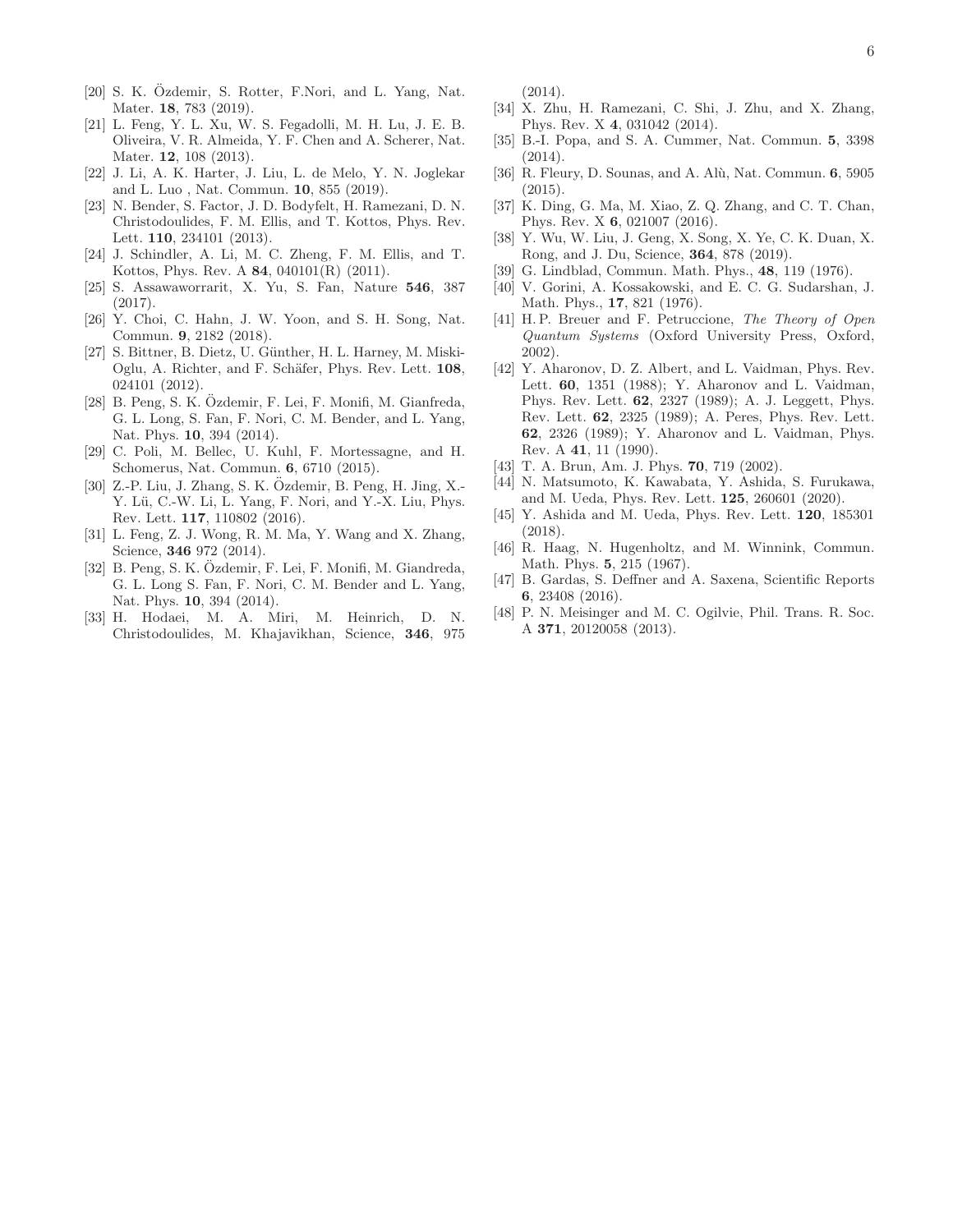[20] S. K. Özdemir, S. Rotter, F.Nori, and L. Yang, Nat. Mater. **18**, 783 (2019).

[21] L. Feng, Y. L. Xu, W. S. Fegadolli, M. H. Lu, J. E. B. Oliveira, V. R. Almeida, Y. F. Chen and A. Scherer, Nat. Mater. **12**, 108 (2013).

[22] J. Li, A. K. Harter, J. Liu, L. de Melo, Y. N. Joglekar and L. Luo , Nat. Commun. **10**, 855 (2019).

[23] N. Bender, S. Factor, J. D. Bodyfelt, H. Ramezani, D. N. Christodoulides, F. M. Ellis, and T. Kottos, Phys. Rev. Lett. **110**, 234101 (2013).

[24] J. Schindler, A. Li, M. C. Zheng, F. M. Ellis, and T. Kottos, Phys. Rev. A **84**, 040101(R) (2011).

[25] S. Assawaworrarit, X. Yu, S. Fan, Nature **546**, 387 (2017).

[26] Y. Choi, C. Hahn, J. W. Yoon, and S. H. Song, Nat. Commun. **9**, 2182 (2018).

[27] S. Bittner, B. Dietz, U. Günther, H. L. Harney, M. Miski-Oglu, A. Richter, and F. Schäfer, Phys. Rev. Lett. **108**, 024101 (2012).

[28] B. Peng, S. K. Özdemir, F. Lei, F. Monifi, M. Gianfreda, G. L. Long, S. Fan, F. Nori, C. M. Bender, and L. Yang, Nat. Phys. **10**, 394 (2014).

[29] C. Poli, M. Bellec, U. Kuhl, F. Mortessagne, and H. Schomerus, Nat. Commun. **6**, 6710 (2015).

[30] Z.-P. Liu, J. Zhang, S. K. Özdemir, B. Peng, H. Jing, X.-Y. Lü, C.-W. Li, L. Yang, F. Nori, and Y.-X. Liu, Phys. Rev. Lett. **117**, 110802 (2016).

[31] L. Feng, Z. J. Wong, R. M. Ma, Y. Wang and X. Zhang, Science, **346** 972 (2014).

[32] B. Peng, S. K. Özdemir, F. Lei, F. Monifi, M. Giandreda, G. L. Long S. Fan, F. Nori, C. M. Bender and L. Yang, Nat. Phys. **10**, 394 (2014).

[33] H. Hodaei, M. A. Miri, M. Heinrich, D. N. Christodoulides, M. Khajavikhan, Science, **346**, 975 (2014).

[34] X. Zhu, H. Ramezani, C. Shi, J. Zhu, and X. Zhang, Phys. Rev. X **4**, 031042 (2014).

[35] B.-I. Popa, and S. A. Cummer, Nat. Commun. **5**, 3398 (2014).

[36] R. Fleury, D. Sounas, and A. Alù, Nat. Commun. **6**, 5905 (2015).

[37] K. Ding, G. Ma, M. Xiao, Z. Q. Zhang, and C. T. Chan, Phys. Rev. X **6**, 021007 (2016).

[38] Y. Wu, W. Liu, J. Geng, X. Song, X. Ye, C. K. Duan, X. Rong, and J. Du, Science, **364**, 878 (2019).

[39] G. Lindblad, Commun. Math. Phys., **48**, 119 (1976).

[40] V. Gorini, A. Kossakowski, and E. C. G. Sudarshan, J. Math. Phys., **17**, 821 (1976).

[41] H.P. Breuer and F. Petruccione, *The Theory of Open Quantum Systems* (Oxford University Press, Oxford, 2002).

[42] Y. Aharonov, D. Z. Albert, and L. Vaidman, Phys. Rev. Lett. **60**, 1351 (1988); Y. Aharonov and L. Vaidman, Phys. Rev. Lett. **62**, 2327 (1989); A. J. Leggett, Phys. Rev. Lett. **62**, 2325 (1989); A. Peres, Phys. Rev. Lett. **62**, 2326 (1989); Y. Aharonov and L. Vaidman, Phys. Rev. A **41**, 11 (1990).

[43] T. A. Brun, Am. J. Phys. **70**, 719 (2002).

[44] N. Matsumoto, K. Kawabata, Y. Ashida, S. Furukawa, and M. Ueda, Phys. Rev. Lett. **125**, 260601 (2020).

[45] Y. Ashida and M. Ueda, Phys. Rev. Lett. **120**, 185301 (2018).

[46] R. Haag, N. Hugenholtz, and M. Winnink, Commun. Math. Phys. **5**, 215 (1967).

[47] B. Gardas, S. Deffner and A. Saxena, Scientific Reports **6**, 23408 (2016).

[48] P. N. Meisinger and M. C. Ogilvie, Phil. Trans. R. Soc. A **371**, 20120058 (2013).